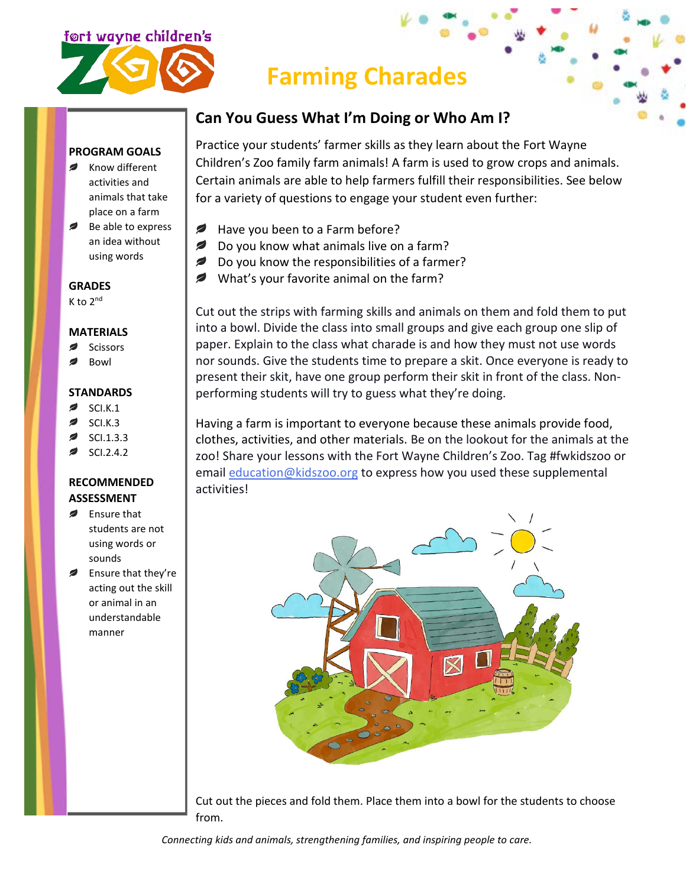fort wayne children's ZOO

# Farming Charades

**PROGRAM GOALS**

- Know different activities and animals that take place on a farm
- Be able to express an idea without using words

**GRADES**

K to 2nd

**MATERIALS**

- Scissors
- Bowl

**STANDARDS**

- SCI.K.1
- SCI.K.3
- SCI.1.3.3
- SCI.2.4.2

**RECOMMENDED ASSESSMENT**

- Ensure that students are not using words or sounds
- Ensure that they're acting out the skill or animal in an understandable manner

## Can You Guess What I'm Doing or Who Am I?

Practice your students' farmer skills as they learn about the Fort Wayne Children's Zoo family farm animals! A farm is used to grow crops and animals. Certain animals are able to help farmers fulfill their responsibilities. See below for a variety of questions to engage your student even further:

- Have you been to a Farm before?
- Do you know what animals live on a farm?
- Do you know the responsibilities of a farmer?
- What's your favorite animal on the farm?

Cut out the strips with farming skills and animals on them and fold them to put into a bowl. Divide the class into small groups and give each group one slip of paper. Explain to the class what charade is and how they must not use words nor sounds. Give the students time to prepare a skit. Once everyone is ready to present their skit, have one group perform their skit in front of the class. Non-performing students will try to guess what they're doing.

Having a farm is important to everyone because these animals provide food, clothes, activities, and other materials. Be on the lookout for the animals at the zoo! Share your lessons with the Fort Wayne Children's Zoo. Tag #fwkidszoo or email education@kidszoo.org to express how you used these supplemental activities!

Cut out the pieces and fold them. Place them into a bowl for the students to choose from.

*Connecting kids and animals, strengthening families, and inspiring people to care.*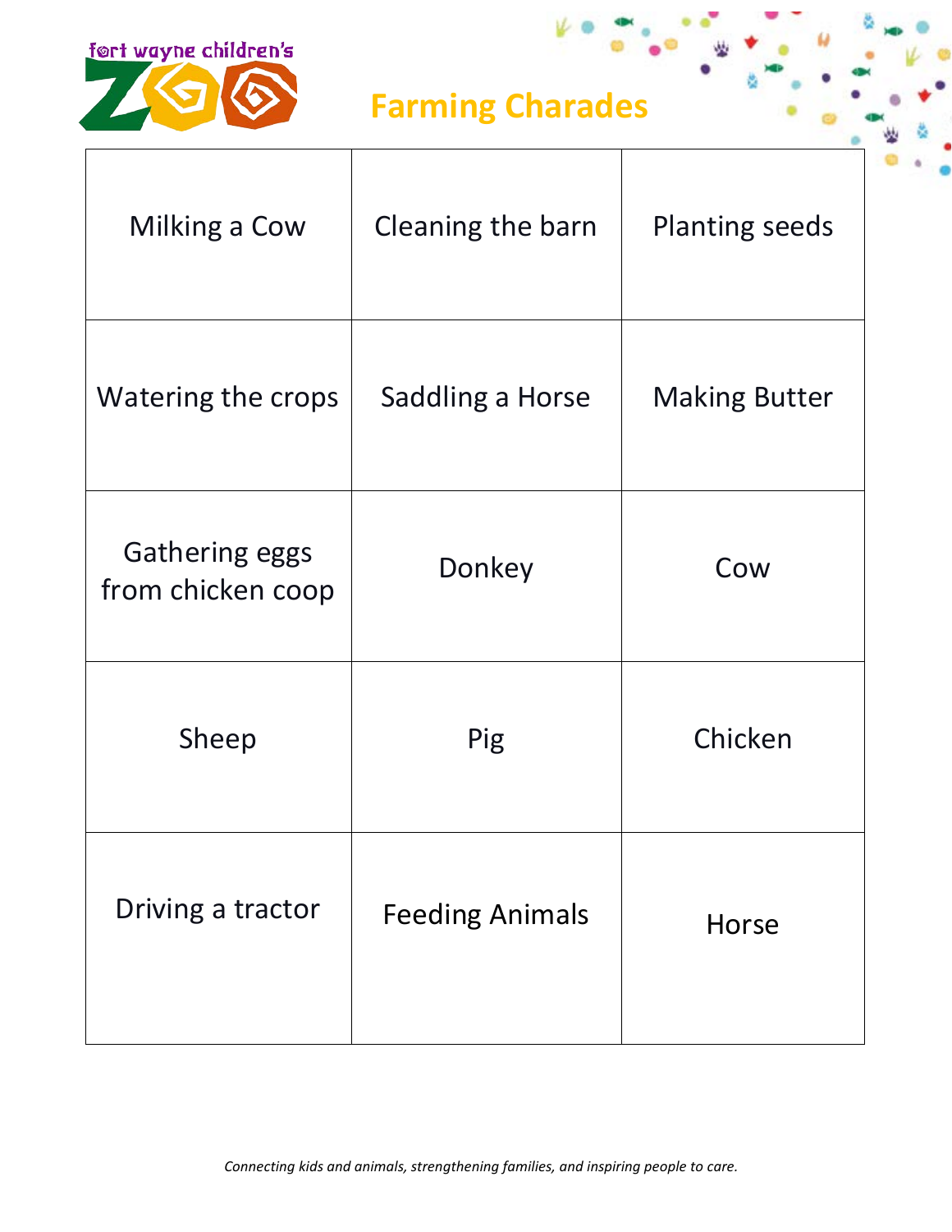# Farming Charades

| | | |
|---|---|---|
| Milking a Cow | Cleaning the barn | Planting seeds |
| Watering the crops | Saddling a Horse | Making Butter |
| Gathering eggs from chicken coop | Donkey | Cow |
| Sheep | Pig | Chicken |
| Driving a tractor | Feeding Animals | Horse |

*Connecting kids and animals, strengthening families, and inspiring people to care.*